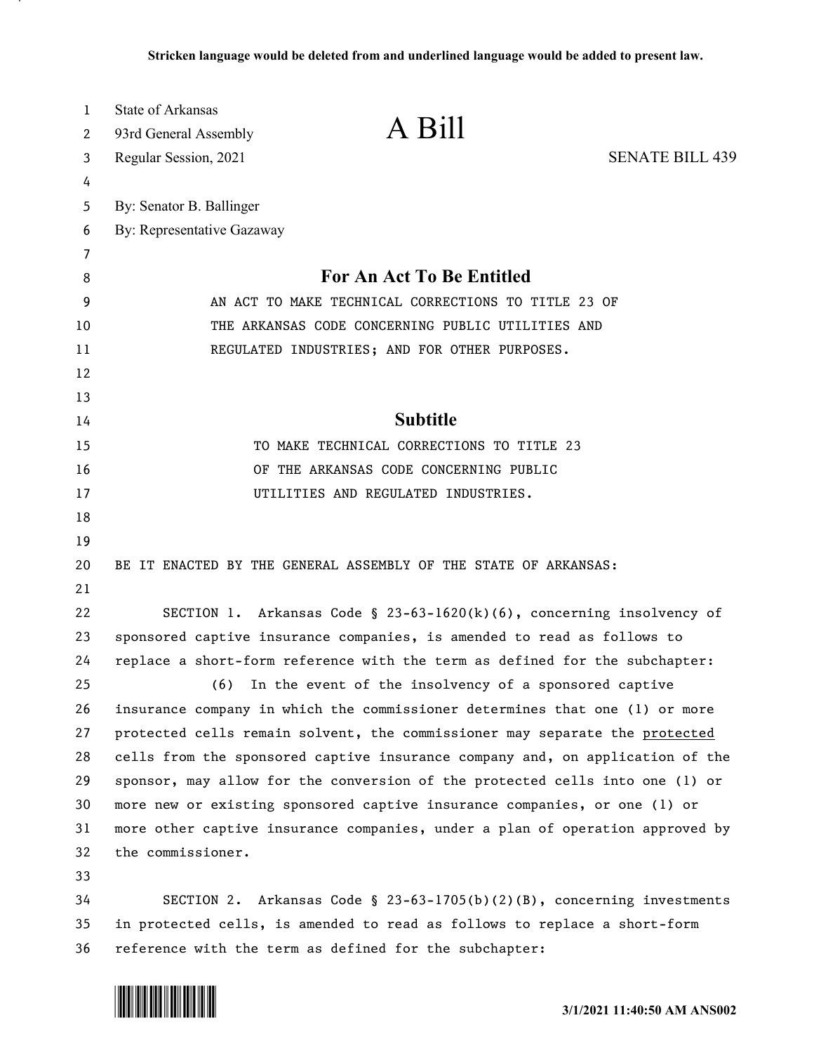Stricken language would be deleted from and underlined language would be added to present law.

State of Arkansas
93rd General Assembly
Regular Session, 2021

# A Bill

SENATE BILL 439

By: Senator B. Ballinger
By: Representative Gazaway

## For An Act To Be Entitled

AN ACT TO MAKE TECHNICAL CORRECTIONS TO TITLE 23 OF THE ARKANSAS CODE CONCERNING PUBLIC UTILITIES AND REGULATED INDUSTRIES; AND FOR OTHER PURPOSES.

## Subtitle

TO MAKE TECHNICAL CORRECTIONS TO TITLE 23 OF THE ARKANSAS CODE CONCERNING PUBLIC UTILITIES AND REGULATED INDUSTRIES.

BE IT ENACTED BY THE GENERAL ASSEMBLY OF THE STATE OF ARKANSAS:

SECTION 1. Arkansas Code § 23-63-1620(k)(6), concerning insolvency of sponsored captive insurance companies, is amended to read as follows to replace a short-form reference with the term as defined for the subchapter:

(6) In the event of the insolvency of a sponsored captive insurance company in which the commissioner determines that one (1) or more protected cells remain solvent, the commissioner may separate the <u>protected</u> cells from the sponsored captive insurance company and, on application of the sponsor, may allow for the conversion of the protected cells into one (1) or more new or existing sponsored captive insurance companies, or one (1) or more other captive insurance companies, under a plan of operation approved by the commissioner.

SECTION 2. Arkansas Code § 23-63-1705(b)(2)(B), concerning investments in protected cells, is amended to read as follows to replace a short-form reference with the term as defined for the subchapter:

3/1/2021 11:40:50 AM ANS002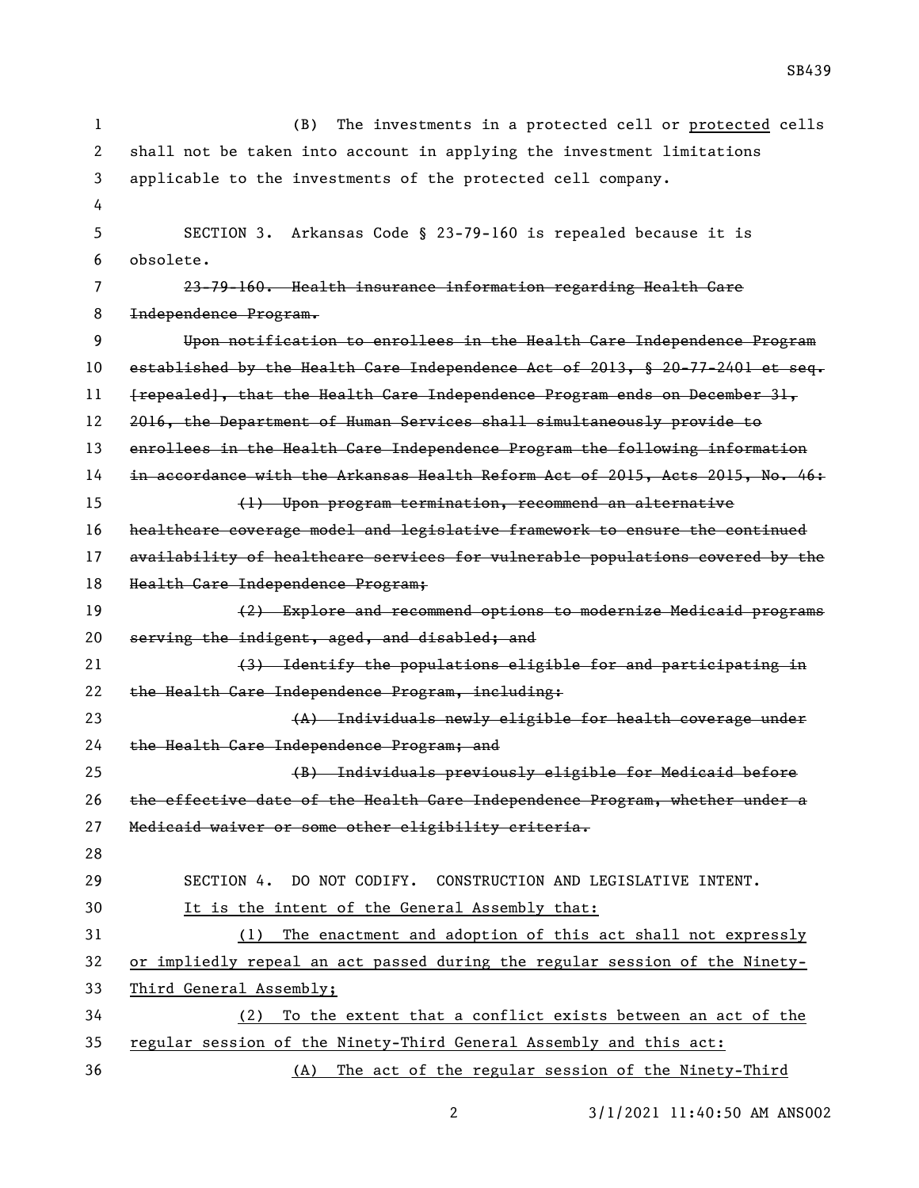(B) The investments in a protected cell or <u>protected</u> cells shall not be taken into account in applying the investment limitations applicable to the investments of the protected cell company.

SECTION 3. Arkansas Code § 23-79-160 is repealed because it is obsolete.

~~23-79-160. Health insurance information regarding Health Care Independence Program.~~

~~Upon notification to enrollees in the Health Care Independence Program established by the Health Care Independence Act of 2013, § 20-77-2401 et seq. [repealed], that the Health Care Independence Program ends on December 31, 2016, the Department of Human Services shall simultaneously provide to enrollees in the Health Care Independence Program the following information in accordance with the Arkansas Health Reform Act of 2015, Acts 2015, No. 46:~~

~~(1) Upon program termination, recommend an alternative healthcare coverage model and legislative framework to ensure the continued availability of healthcare services for vulnerable populations covered by the Health Care Independence Program;~~

~~(2) Explore and recommend options to modernize Medicaid programs serving the indigent, aged, and disabled; and~~

~~(3) Identify the populations eligible for and participating in the Health Care Independence Program, including:~~

~~(A) Individuals newly eligible for health coverage under the Health Care Independence Program; and~~

~~(B) Individuals previously eligible for Medicaid before the effective date of the Health Care Independence Program, whether under a Medicaid waiver or some other eligibility criteria.~~

SECTION 4. DO NOT CODIFY. CONSTRUCTION AND LEGISLATIVE INTENT.

<u>It is the intent of the General Assembly that:</u>

<u>(1) The enactment and adoption of this act shall not expressly or impliedly repeal an act passed during the regular session of the Ninety-Third General Assembly;</u>

<u>(2) To the extent that a conflict exists between an act of the regular session of the Ninety-Third General Assembly and this act:</u>

<u>(A) The act of the regular session of the Ninety-Third</u>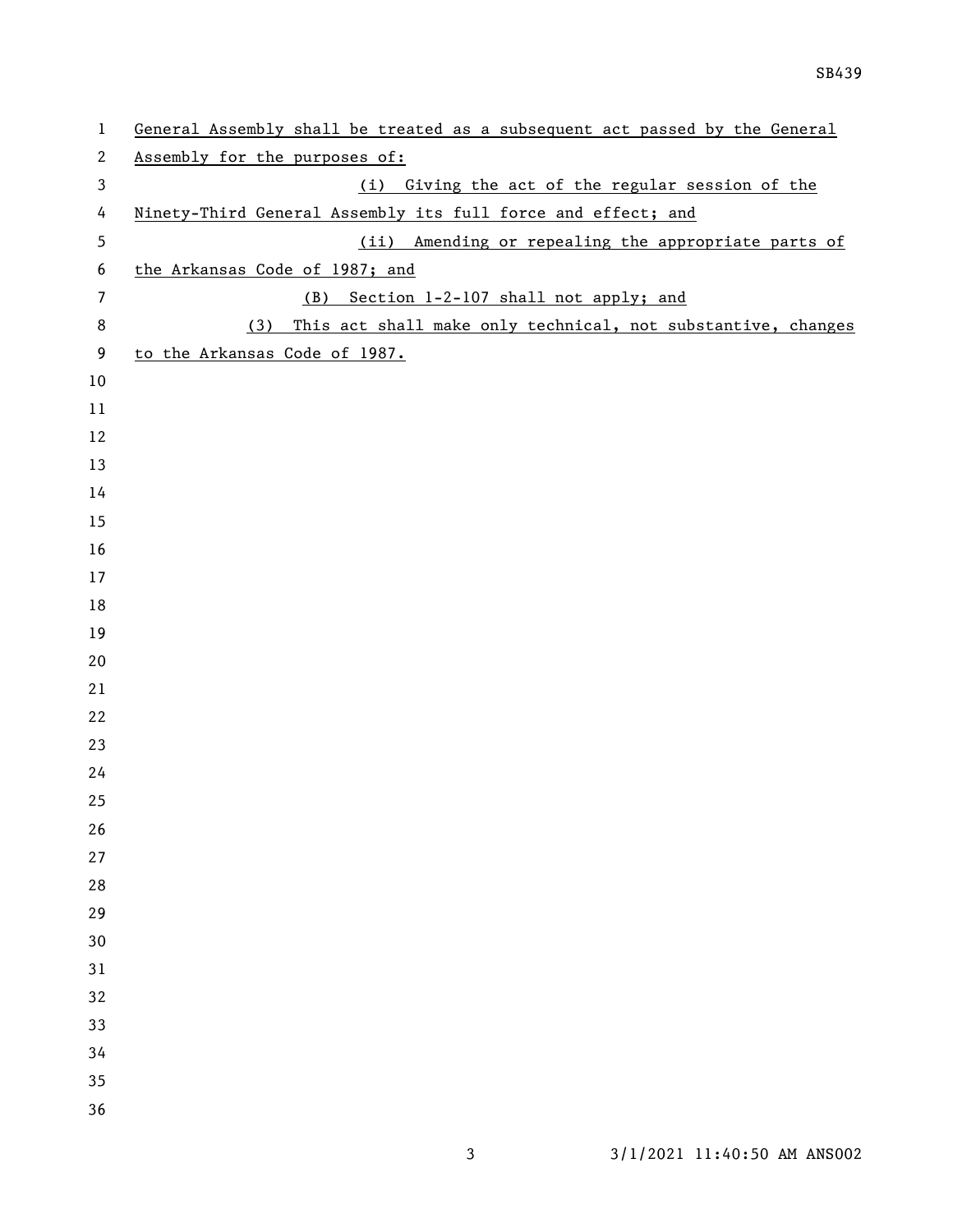General Assembly shall be treated as a subsequent act passed by the General Assembly for the purposes of:

(i) Giving the act of the regular session of the Ninety-Third General Assembly its full force and effect; and

(ii) Amending or repealing the appropriate parts of the Arkansas Code of 1987; and

(B) Section 1-2-107 shall not apply; and

(3) This act shall make only technical, not substantive, changes to the Arkansas Code of 1987.